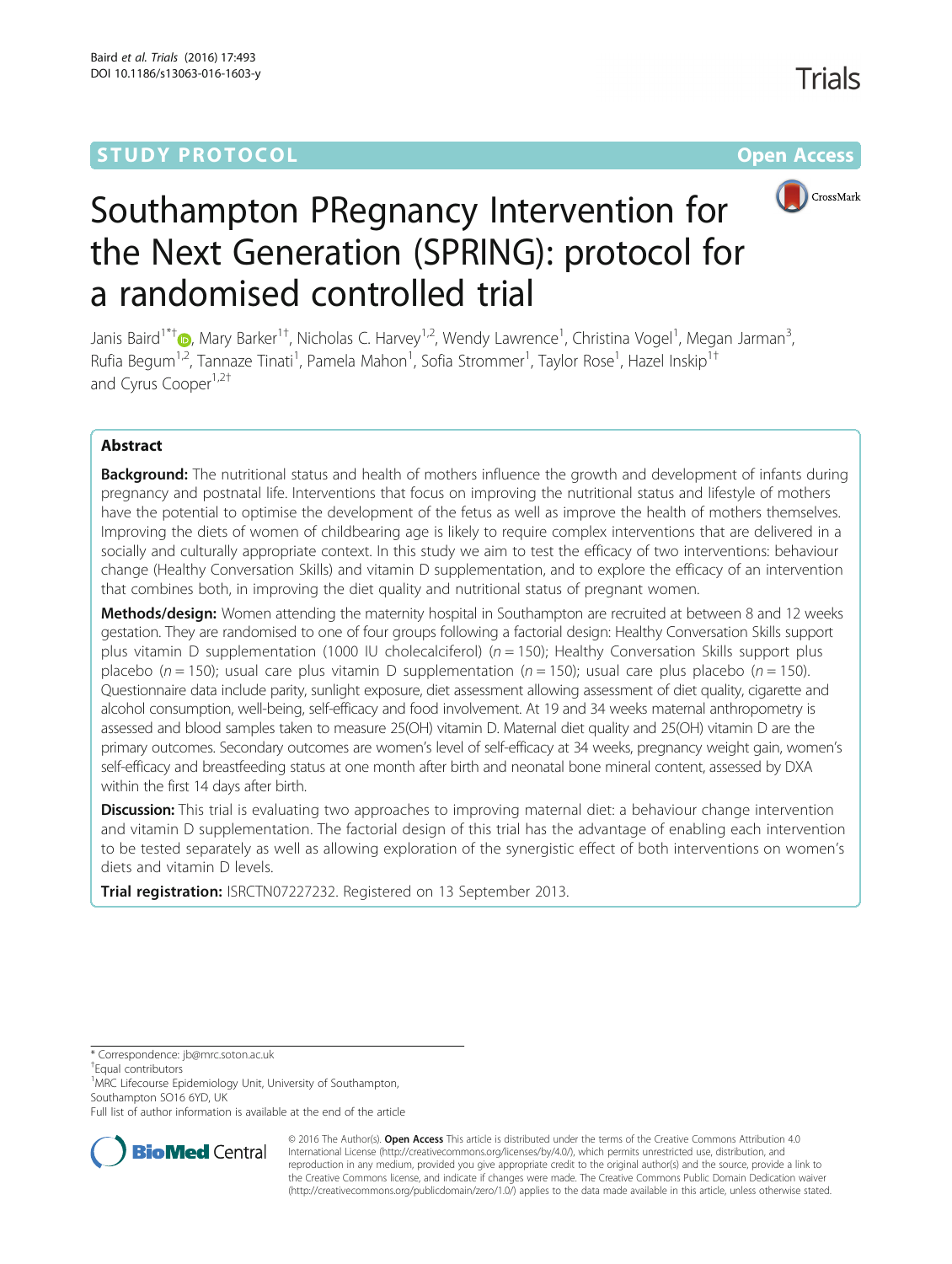STUDY PROTOCOL

Open Access

# Southampton PRegnancy Intervention for the Next Generation (SPRING): protocol for a randomised controlled trial

Janis Baird[1*†], Mary Barker[1†], Nicholas C. Harvey[1,2], Wendy Lawrence[1], Christina Vogel[1], Megan Jarman[3], Rufia Begum[1,2], Tannaze Tinati[1], Pamela Mahon[1], Sofia Strommer[1], Taylor Rose[1], Hazel Inskip[1†] and Cyrus Cooper[1,2†]

## Abstract

**Background:** The nutritional status and health of mothers influence the growth and development of infants during pregnancy and postnatal life. Interventions that focus on improving the nutritional status and lifestyle of mothers have the potential to optimise the development of the fetus as well as improve the health of mothers themselves. Improving the diets of women of childbearing age is likely to require complex interventions that are delivered in a socially and culturally appropriate context. In this study we aim to test the efficacy of two interventions: behaviour change (Healthy Conversation Skills) and vitamin D supplementation, and to explore the efficacy of an intervention that combines both, in improving the diet quality and nutritional status of pregnant women.

**Methods/design:** Women attending the maternity hospital in Southampton are recruited at between 8 and 12 weeks gestation. They are randomised to one of four groups following a factorial design: Healthy Conversation Skills support plus vitamin D supplementation (1000 IU cholecalciferol) ($n = 150$); Healthy Conversation Skills support plus placebo ($n = 150$); usual care plus vitamin D supplementation ($n = 150$); usual care plus placebo ($n = 150$). Questionnaire data include parity, sunlight exposure, diet assessment allowing assessment of diet quality, cigarette and alcohol consumption, well-being, self-efficacy and food involvement. At 19 and 34 weeks maternal anthropometry is assessed and blood samples taken to measure 25(OH) vitamin D. Maternal diet quality and 25(OH) vitamin D are the primary outcomes. Secondary outcomes are women's level of self-efficacy at 34 weeks, pregnancy weight gain, women's self-efficacy and breastfeeding status at one month after birth and neonatal bone mineral content, assessed by DXA within the first 14 days after birth.

**Discussion:** This trial is evaluating two approaches to improving maternal diet: a behaviour change intervention and vitamin D supplementation. The factorial design of this trial has the advantage of enabling each intervention to be tested separately as well as allowing exploration of the synergistic effect of both interventions on women's diets and vitamin D levels.

**Trial registration:** ISRCTN07227232. Registered on 13 September 2013.

\* Correspondence: jb@mrc.soton.ac.uk
†Equal contributors
[1]MRC Lifecourse Epidemiology Unit, University of Southampton, Southampton SO16 6YD, UK
Full list of author information is available at the end of the article

© 2016 The Author(s). **Open Access** This article is distributed under the terms of the Creative Commons Attribution 4.0 International License (http://creativecommons.org/licenses/by/4.0/), which permits unrestricted use, distribution, and reproduction in any medium, provided you give appropriate credit to the original author(s) and the source, provide a link to the Creative Commons license, and indicate if changes were made. The Creative Commons Public Domain Dedication waiver (http://creativecommons.org/publicdomain/zero/1.0/) applies to the data made available in this article, unless otherwise stated.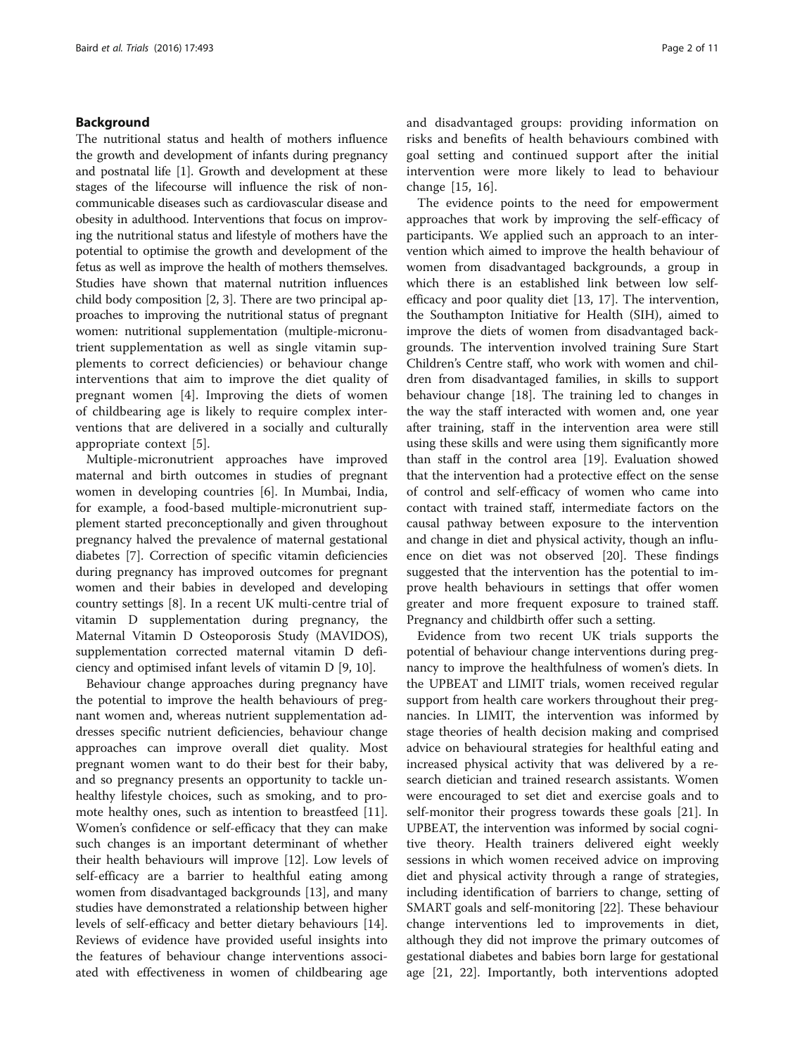## Background

The nutritional status and health of mothers influence the growth and development of infants during pregnancy and postnatal life [1]. Growth and development at these stages of the lifecourse will influence the risk of noncommunicable diseases such as cardiovascular disease and obesity in adulthood. Interventions that focus on improving the nutritional status and lifestyle of mothers have the potential to optimise the growth and development of the fetus as well as improve the health of mothers themselves. Studies have shown that maternal nutrition influences child body composition [2, 3]. There are two principal approaches to improving the nutritional status of pregnant women: nutritional supplementation (multiple-micronutrient supplementation as well as single vitamin supplements to correct deficiencies) or behaviour change interventions that aim to improve the diet quality of pregnant women [4]. Improving the diets of women of childbearing age is likely to require complex interventions that are delivered in a socially and culturally appropriate context [5].

Multiple-micronutrient approaches have improved maternal and birth outcomes in studies of pregnant women in developing countries [6]. In Mumbai, India, for example, a food-based multiple-micronutrient supplement started preconceptionally and given throughout pregnancy halved the prevalence of maternal gestational diabetes [7]. Correction of specific vitamin deficiencies during pregnancy has improved outcomes for pregnant women and their babies in developed and developing country settings [8]. In a recent UK multi-centre trial of vitamin D supplementation during pregnancy, the Maternal Vitamin D Osteoporosis Study (MAVIDOS), supplementation corrected maternal vitamin D deficiency and optimised infant levels of vitamin D [9, 10].

Behaviour change approaches during pregnancy have the potential to improve the health behaviours of pregnant women and, whereas nutrient supplementation addresses specific nutrient deficiencies, behaviour change approaches can improve overall diet quality. Most pregnant women want to do their best for their baby, and so pregnancy presents an opportunity to tackle unhealthy lifestyle choices, such as smoking, and to promote healthy ones, such as intention to breastfeed [11]. Women's confidence or self-efficacy that they can make such changes is an important determinant of whether their health behaviours will improve [12]. Low levels of self-efficacy are a barrier to healthful eating among women from disadvantaged backgrounds [13], and many studies have demonstrated a relationship between higher levels of self-efficacy and better dietary behaviours [14]. Reviews of evidence have provided useful insights into the features of behaviour change interventions associated with effectiveness in women of childbearing age and disadvantaged groups: providing information on risks and benefits of health behaviours combined with goal setting and continued support after the initial intervention were more likely to lead to behaviour change [15, 16].

The evidence points to the need for empowerment approaches that work by improving the self-efficacy of participants. We applied such an approach to an intervention which aimed to improve the health behaviour of women from disadvantaged backgrounds, a group in which there is an established link between low self-efficacy and poor quality diet [13, 17]. The intervention, the Southampton Initiative for Health (SIH), aimed to improve the diets of women from disadvantaged backgrounds. The intervention involved training Sure Start Children's Centre staff, who work with women and children from disadvantaged families, in skills to support behaviour change [18]. The training led to changes in the way the staff interacted with women and, one year after training, staff in the intervention area were still using these skills and were using them significantly more than staff in the control area [19]. Evaluation showed that the intervention had a protective effect on the sense of control and self-efficacy of women who came into contact with trained staff, intermediate factors on the causal pathway between exposure to the intervention and change in diet and physical activity, though an influence on diet was not observed [20]. These findings suggested that the intervention has the potential to improve health behaviours in settings that offer women greater and more frequent exposure to trained staff. Pregnancy and childbirth offer such a setting.

Evidence from two recent UK trials supports the potential of behaviour change interventions during pregnancy to improve the healthfulness of women's diets. In the UPBEAT and LIMIT trials, women received regular support from health care workers throughout their pregnancies. In LIMIT, the intervention was informed by stage theories of health decision making and comprised advice on behavioural strategies for healthful eating and increased physical activity that was delivered by a research dietician and trained research assistants. Women were encouraged to set diet and exercise goals and to self-monitor their progress towards these goals [21]. In UPBEAT, the intervention was informed by social cognitive theory. Health trainers delivered eight weekly sessions in which women received advice on improving diet and physical activity through a range of strategies, including identification of barriers to change, setting of SMART goals and self-monitoring [22]. These behaviour change interventions led to improvements in diet, although they did not improve the primary outcomes of gestational diabetes and babies born large for gestational age [21, 22]. Importantly, both interventions adopted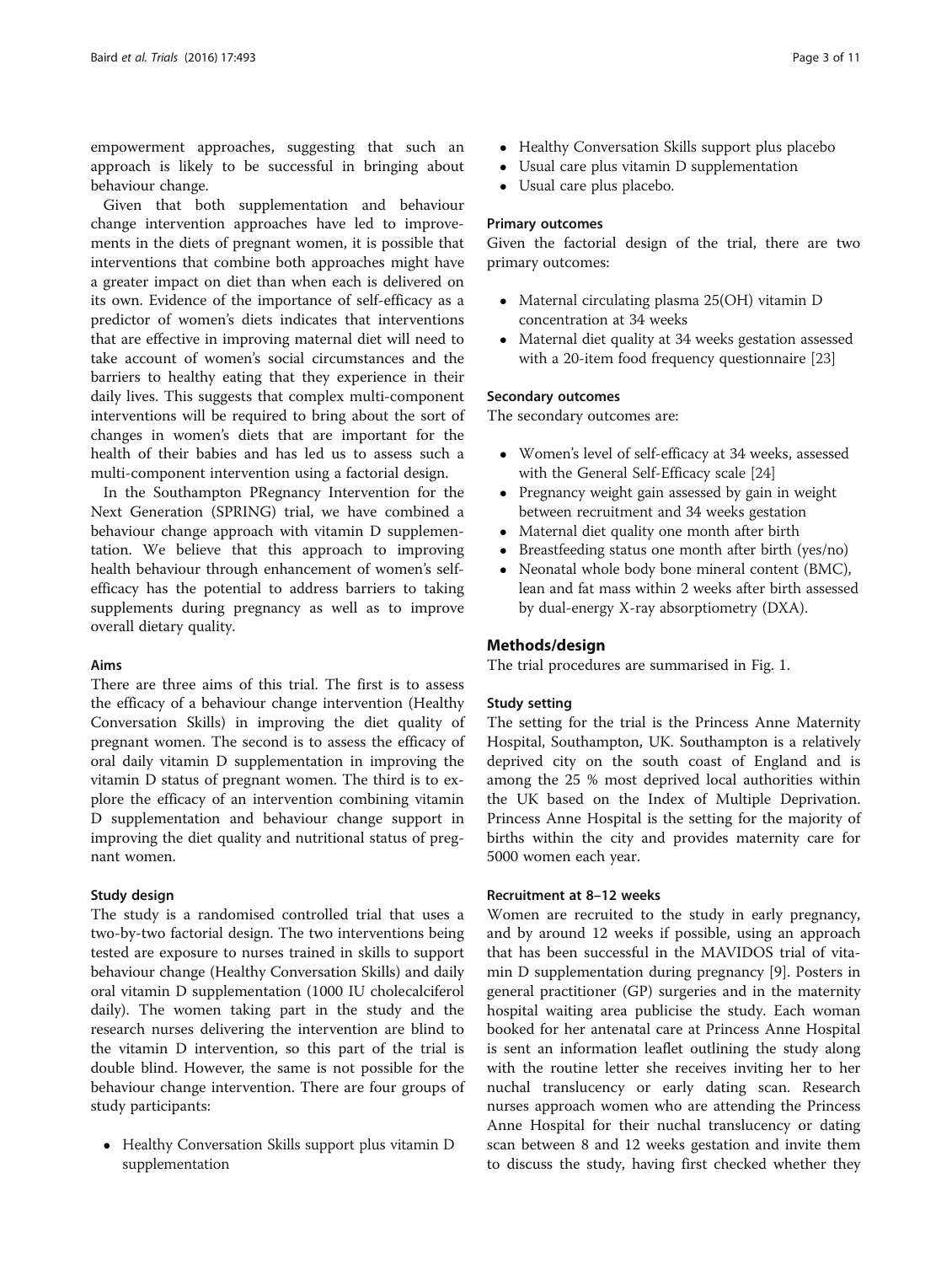empowerment approaches, suggesting that such an approach is likely to be successful in bringing about behaviour change.

Given that both supplementation and behaviour change intervention approaches have led to improvements in the diets of pregnant women, it is possible that interventions that combine both approaches might have a greater impact on diet than when each is delivered on its own. Evidence of the importance of self-efficacy as a predictor of women's diets indicates that interventions that are effective in improving maternal diet will need to take account of women's social circumstances and the barriers to healthy eating that they experience in their daily lives. This suggests that complex multi-component interventions will be required to bring about the sort of changes in women's diets that are important for the health of their babies and has led us to assess such a multi-component intervention using a factorial design.

In the Southampton PRegnancy Intervention for the Next Generation (SPRING) trial, we have combined a behaviour change approach with vitamin D supplementation. We believe that this approach to improving health behaviour through enhancement of women's self-efficacy has the potential to address barriers to taking supplements during pregnancy as well as to improve overall dietary quality.

### Aims

There are three aims of this trial. The first is to assess the efficacy of a behaviour change intervention (Healthy Conversation Skills) in improving the diet quality of pregnant women. The second is to assess the efficacy of oral daily vitamin D supplementation in improving the vitamin D status of pregnant women. The third is to explore the efficacy of an intervention combining vitamin D supplementation and behaviour change support in improving the diet quality and nutritional status of pregnant women.

### Study design

The study is a randomised controlled trial that uses a two-by-two factorial design. The two interventions being tested are exposure to nurses trained in skills to support behaviour change (Healthy Conversation Skills) and daily oral vitamin D supplementation (1000 IU cholecalciferol daily). The women taking part in the study and the research nurses delivering the intervention are blind to the vitamin D intervention, so this part of the trial is double blind. However, the same is not possible for the behaviour change intervention. There are four groups of study participants:

- Healthy Conversation Skills support plus vitamin D supplementation
- Healthy Conversation Skills support plus placebo
- Usual care plus vitamin D supplementation
- Usual care plus placebo.

### Primary outcomes

Given the factorial design of the trial, there are two primary outcomes:

- Maternal circulating plasma 25(OH) vitamin D concentration at 34 weeks
- Maternal diet quality at 34 weeks gestation assessed with a 20-item food frequency questionnaire [23]

### Secondary outcomes

The secondary outcomes are:

- Women's level of self-efficacy at 34 weeks, assessed with the General Self-Efficacy scale [24]
- Pregnancy weight gain assessed by gain in weight between recruitment and 34 weeks gestation
- Maternal diet quality one month after birth
- Breastfeeding status one month after birth (yes/no)
- Neonatal whole body bone mineral content (BMC), lean and fat mass within 2 weeks after birth assessed by dual-energy X-ray absorptiometry (DXA).

## Methods/design

The trial procedures are summarised in Fig. 1.

### Study setting

The setting for the trial is the Princess Anne Maternity Hospital, Southampton, UK. Southampton is a relatively deprived city on the south coast of England and is among the 25 % most deprived local authorities within the UK based on the Index of Multiple Deprivation. Princess Anne Hospital is the setting for the majority of births within the city and provides maternity care for 5000 women each year.

### Recruitment at 8–12 weeks

Women are recruited to the study in early pregnancy, and by around 12 weeks if possible, using an approach that has been successful in the MAVIDOS trial of vitamin D supplementation during pregnancy [9]. Posters in general practitioner (GP) surgeries and in the maternity hospital waiting area publicise the study. Each woman booked for her antenatal care at Princess Anne Hospital is sent an information leaflet outlining the study along with the routine letter she receives inviting her to her nuchal translucency or early dating scan. Research nurses approach women who are attending the Princess Anne Hospital for their nuchal translucency or dating scan between 8 and 12 weeks gestation and invite them to discuss the study, having first checked whether they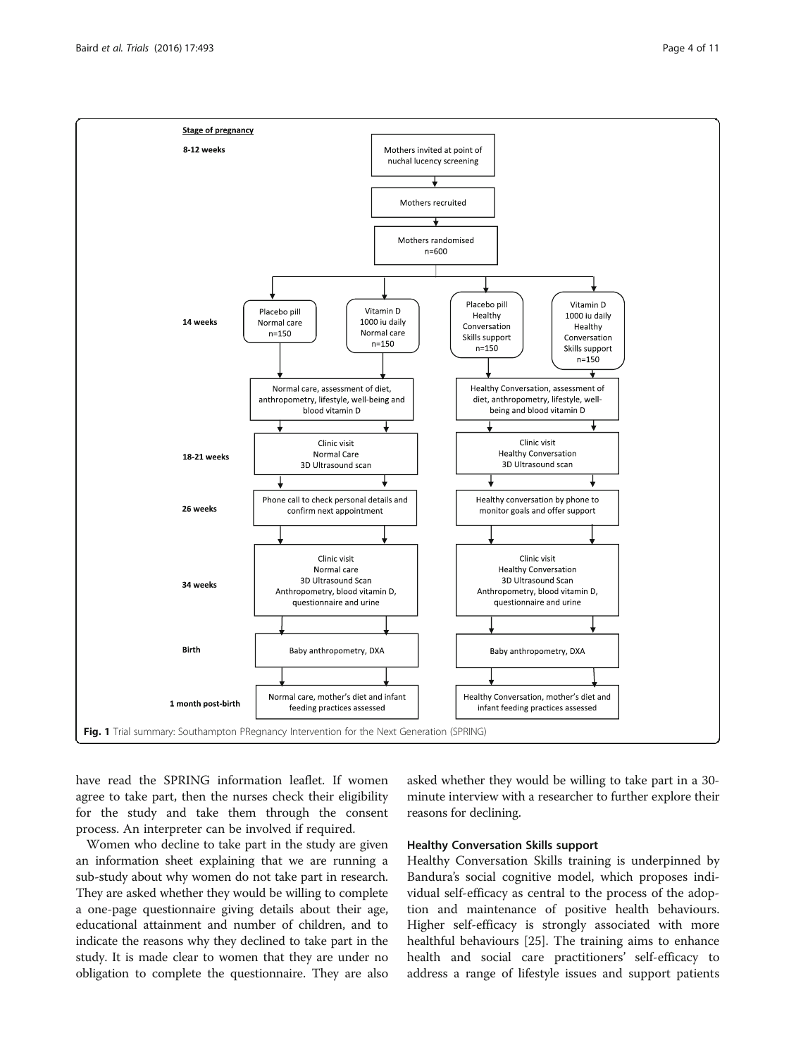**Stage of pregnancy**

**8-12 weeks**
- Mothers invited at point of nuchal lucency screening
- Mothers recruited
- Mothers randomised n=600

**14 weeks**
- Placebo pill Normal care n=150
- Vitamin D 1000 iu daily Normal care n=150
- Placebo pill Healthy Conversation Skills support n=150
- Vitamin D 1000 iu daily Healthy Conversation Skills support n=150
- Normal care, assessment of diet, anthropometry, lifestyle, well-being and blood vitamin D
- Healthy Conversation, assessment of diet, anthropometry, lifestyle, well-being and blood vitamin D

**18-21 weeks**
- Clinic visit Normal Care 3D Ultrasound scan
- Clinic visit Healthy Conversation 3D Ultrasound scan

**26 weeks**
- Phone call to check personal details and confirm next appointment
- Healthy conversation by phone to monitor goals and offer support

**34 weeks**
- Clinic visit Normal care 3D Ultrasound Scan Anthropometry, blood vitamin D, questionnaire and urine
- Clinic visit Healthy Conversation 3D Ultrasound Scan Anthropometry, blood vitamin D, questionnaire and urine

**Birth**
- Baby anthropometry, DXA
- Baby anthropometry, DXA

**1 month post-birth**
- Normal care, mother's diet and infant feeding practices assessed
- Healthy Conversation, mother's diet and infant feeding practices assessed

**Fig. 1** Trial summary: Southampton PRegnancy Intervention for the Next Generation (SPRING)

have read the SPRING information leaflet. If women agree to take part, then the nurses check their eligibility for the study and take them through the consent process. An interpreter can be involved if required.

Women who decline to take part in the study are given an information sheet explaining that we are running a sub-study about why women do not take part in research. They are asked whether they would be willing to complete a one-page questionnaire giving details about their age, educational attainment and number of children, and to indicate the reasons why they declined to take part in the study. It is made clear to women that they are under no obligation to complete the questionnaire. They are also asked whether they would be willing to take part in a 30-minute interview with a researcher to further explore their reasons for declining.

### Healthy Conversation Skills support

Healthy Conversation Skills training is underpinned by Bandura's social cognitive model, which proposes individual self-efficacy as central to the process of the adoption and maintenance of positive health behaviours. Higher self-efficacy is strongly associated with more healthful behaviours [25]. The training aims to enhance health and social care practitioners' self-efficacy to address a range of lifestyle issues and support patients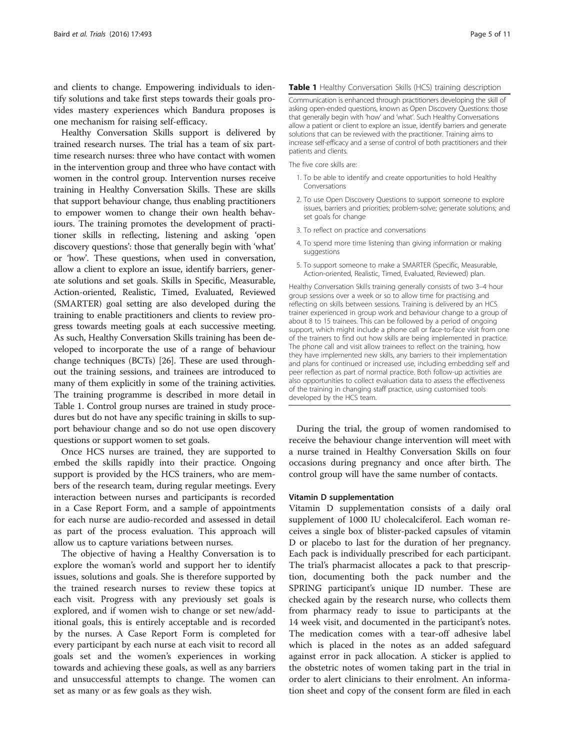and clients to change. Empowering individuals to identify solutions and take first steps towards their goals provides mastery experiences which Bandura proposes is one mechanism for raising self-efficacy.

Healthy Conversation Skills support is delivered by trained research nurses. The trial has a team of six part-time research nurses: three who have contact with women in the intervention group and three who have contact with women in the control group. Intervention nurses receive training in Healthy Conversation Skills. These are skills that support behaviour change, thus enabling practitioners to empower women to change their own health behaviours. The training promotes the development of practitioner skills in reflecting, listening and asking 'open discovery questions': those that generally begin with 'what' or 'how'. These questions, when used in conversation, allow a client to explore an issue, identify barriers, generate solutions and set goals. Skills in Specific, Measurable, Action-oriented, Realistic, Timed, Evaluated, Reviewed (SMARTER) goal setting are also developed during the training to enable practitioners and clients to review progress towards meeting goals at each successive meeting. As such, Healthy Conversation Skills training has been developed to incorporate the use of a range of behaviour change techniques (BCTs) [26]. These are used throughout the training sessions, and trainees are introduced to many of them explicitly in some of the training activities. The training programme is described in more detail in Table 1. Control group nurses are trained in study procedures but do not have any specific training in skills to support behaviour change and so do not use open discovery questions or support women to set goals.

Once HCS nurses are trained, they are supported to embed the skills rapidly into their practice. Ongoing support is provided by the HCS trainers, who are members of the research team, during regular meetings. Every interaction between nurses and participants is recorded in a Case Report Form, and a sample of appointments for each nurse are audio-recorded and assessed in detail as part of the process evaluation. This approach will allow us to capture variations between nurses.

The objective of having a Healthy Conversation is to explore the woman's world and support her to identify issues, solutions and goals. She is therefore supported by the trained research nurses to review these topics at each visit. Progress with any previously set goals is explored, and if women wish to change or set new/additional goals, this is entirely acceptable and is recorded by the nurses. A Case Report Form is completed for every participant by each nurse at each visit to record all goals set and the women's experiences in working towards and achieving these goals, as well as any barriers and unsuccessful attempts to change. The women can set as many or as few goals as they wish.

**Table 1** Healthy Conversation Skills (HCS) training description

Communication is enhanced through practitioners developing the skill of asking open-ended questions, known as Open Discovery Questions: those that generally begin with 'how' and 'what'. Such Healthy Conversations allow a patient or client to explore an issue, identify barriers and generate solutions that can be reviewed with the practitioner. Training aims to increase self-efficacy and a sense of control of both practitioners and their patients and clients.

The five core skills are:

1. To be able to identify and create opportunities to hold Healthy Conversations
2. To use Open Discovery Questions to support someone to explore issues, barriers and priorities; problem-solve; generate solutions; and set goals for change
3. To reflect on practice and conversations
4. To spend more time listening than giving information or making suggestions
5. To support someone to make a SMARTER (Specific, Measurable, Action-oriented, Realistic, Timed, Evaluated, Reviewed) plan.

Healthy Conversation Skills training generally consists of two 3–4 hour group sessions over a week or so to allow time for practising and reflecting on skills between sessions. Training is delivered by an HCS trainer experienced in group work and behaviour change to a group of about 8 to 15 trainees. This can be followed by a period of ongoing support, which might include a phone call or face-to-face visit from one of the trainers to find out how skills are being implemented in practice. The phone call and visit allow trainees to reflect on the training, how they have implemented new skills, any barriers to their implementation and plans for continued or increased use, including embedding self and peer reflection as part of normal practice. Both follow-up activities are also opportunities to collect evaluation data to assess the effectiveness of the training in changing staff practice, using customised tools developed by the HCS team.

During the trial, the group of women randomised to receive the behaviour change intervention will meet with a nurse trained in Healthy Conversation Skills on four occasions during pregnancy and once after birth. The control group will have the same number of contacts.

### Vitamin D supplementation

Vitamin D supplementation consists of a daily oral supplement of 1000 IU cholecalciferol. Each woman receives a single box of blister-packed capsules of vitamin D or placebo to last for the duration of her pregnancy. Each pack is individually prescribed for each participant. The trial's pharmacist allocates a pack to that prescription, documenting both the pack number and the SPRING participant's unique ID number. These are checked again by the research nurse, who collects them from pharmacy ready to issue to participants at the 14 week visit, and documented in the participant's notes. The medication comes with a tear-off adhesive label which is placed in the notes as an added safeguard against error in pack allocation. A sticker is applied to the obstetric notes of women taking part in the trial in order to alert clinicians to their enrolment. An information sheet and copy of the consent form are filed in each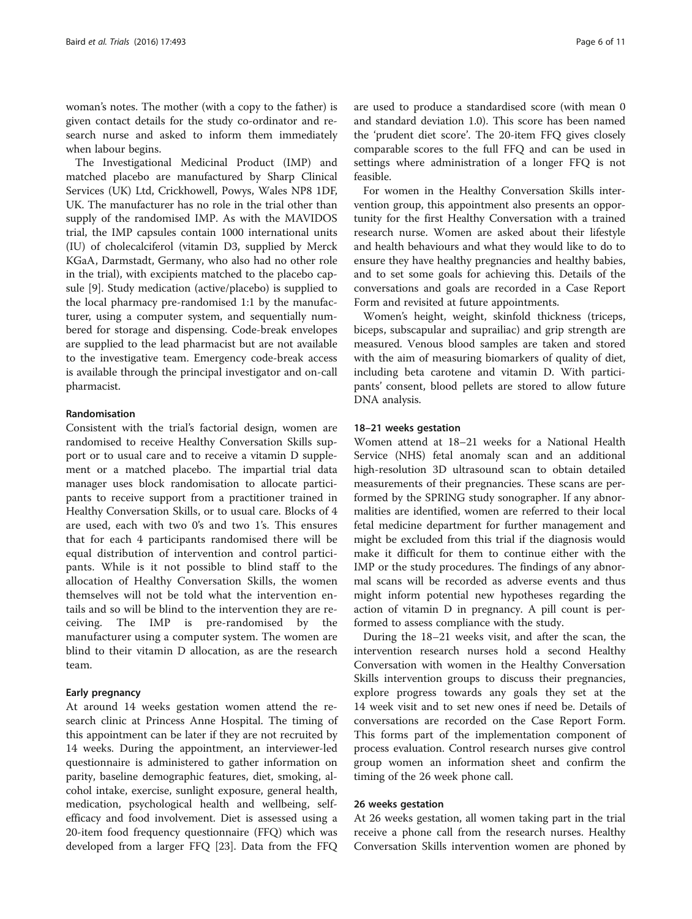woman's notes. The mother (with a copy to the father) is given contact details for the study co-ordinator and research nurse and asked to inform them immediately when labour begins.

The Investigational Medicinal Product (IMP) and matched placebo are manufactured by Sharp Clinical Services (UK) Ltd, Crickhowell, Powys, Wales NP8 1DF, UK. The manufacturer has no role in the trial other than supply of the randomised IMP. As with the MAVIDOS trial, the IMP capsules contain 1000 international units (IU) of cholecalciferol (vitamin D3, supplied by Merck KGaA, Darmstadt, Germany, who also had no other role in the trial), with excipients matched to the placebo capsule [9]. Study medication (active/placebo) is supplied to the local pharmacy pre-randomised 1:1 by the manufacturer, using a computer system, and sequentially numbered for storage and dispensing. Code-break envelopes are supplied to the lead pharmacist but are not available to the investigative team. Emergency code-break access is available through the principal investigator and on-call pharmacist.

### Randomisation

Consistent with the trial's factorial design, women are randomised to receive Healthy Conversation Skills support or to usual care and to receive a vitamin D supplement or a matched placebo. The impartial trial data manager uses block randomisation to allocate participants to receive support from a practitioner trained in Healthy Conversation Skills, or to usual care. Blocks of 4 are used, each with two 0's and two 1's. This ensures that for each 4 participants randomised there will be equal distribution of intervention and control participants. While is it not possible to blind staff to the allocation of Healthy Conversation Skills, the women themselves will not be told what the intervention entails and so will be blind to the intervention they are receiving. The IMP is pre-randomised by the manufacturer using a computer system. The women are blind to their vitamin D allocation, as are the research team.

### Early pregnancy

At around 14 weeks gestation women attend the research clinic at Princess Anne Hospital. The timing of this appointment can be later if they are not recruited by 14 weeks. During the appointment, an interviewer-led questionnaire is administered to gather information on parity, baseline demographic features, diet, smoking, alcohol intake, exercise, sunlight exposure, general health, medication, psychological health and wellbeing, self-efficacy and food involvement. Diet is assessed using a 20-item food frequency questionnaire (FFQ) which was developed from a larger FFQ [23]. Data from the FFQ are used to produce a standardised score (with mean 0 and standard deviation 1.0). This score has been named the 'prudent diet score'. The 20-item FFQ gives closely comparable scores to the full FFQ and can be used in settings where administration of a longer FFQ is not feasible.

For women in the Healthy Conversation Skills intervention group, this appointment also presents an opportunity for the first Healthy Conversation with a trained research nurse. Women are asked about their lifestyle and health behaviours and what they would like to do to ensure they have healthy pregnancies and healthy babies, and to set some goals for achieving this. Details of the conversations and goals are recorded in a Case Report Form and revisited at future appointments.

Women's height, weight, skinfold thickness (triceps, biceps, subscapular and suprailiac) and grip strength are measured. Venous blood samples are taken and stored with the aim of measuring biomarkers of quality of diet, including beta carotene and vitamin D. With participants' consent, blood pellets are stored to allow future DNA analysis.

### 18–21 weeks gestation

Women attend at 18–21 weeks for a National Health Service (NHS) fetal anomaly scan and an additional high-resolution 3D ultrasound scan to obtain detailed measurements of their pregnancies. These scans are performed by the SPRING study sonographer. If any abnormalities are identified, women are referred to their local fetal medicine department for further management and might be excluded from this trial if the diagnosis would make it difficult for them to continue either with the IMP or the study procedures. The findings of any abnormal scans will be recorded as adverse events and thus might inform potential new hypotheses regarding the action of vitamin D in pregnancy. A pill count is performed to assess compliance with the study.

During the 18–21 weeks visit, and after the scan, the intervention research nurses hold a second Healthy Conversation with women in the Healthy Conversation Skills intervention groups to discuss their pregnancies, explore progress towards any goals they set at the 14 week visit and to set new ones if need be. Details of conversations are recorded on the Case Report Form. This forms part of the implementation component of process evaluation. Control research nurses give control group women an information sheet and confirm the timing of the 26 week phone call.

### 26 weeks gestation

At 26 weeks gestation, all women taking part in the trial receive a phone call from the research nurses. Healthy Conversation Skills intervention women are phoned by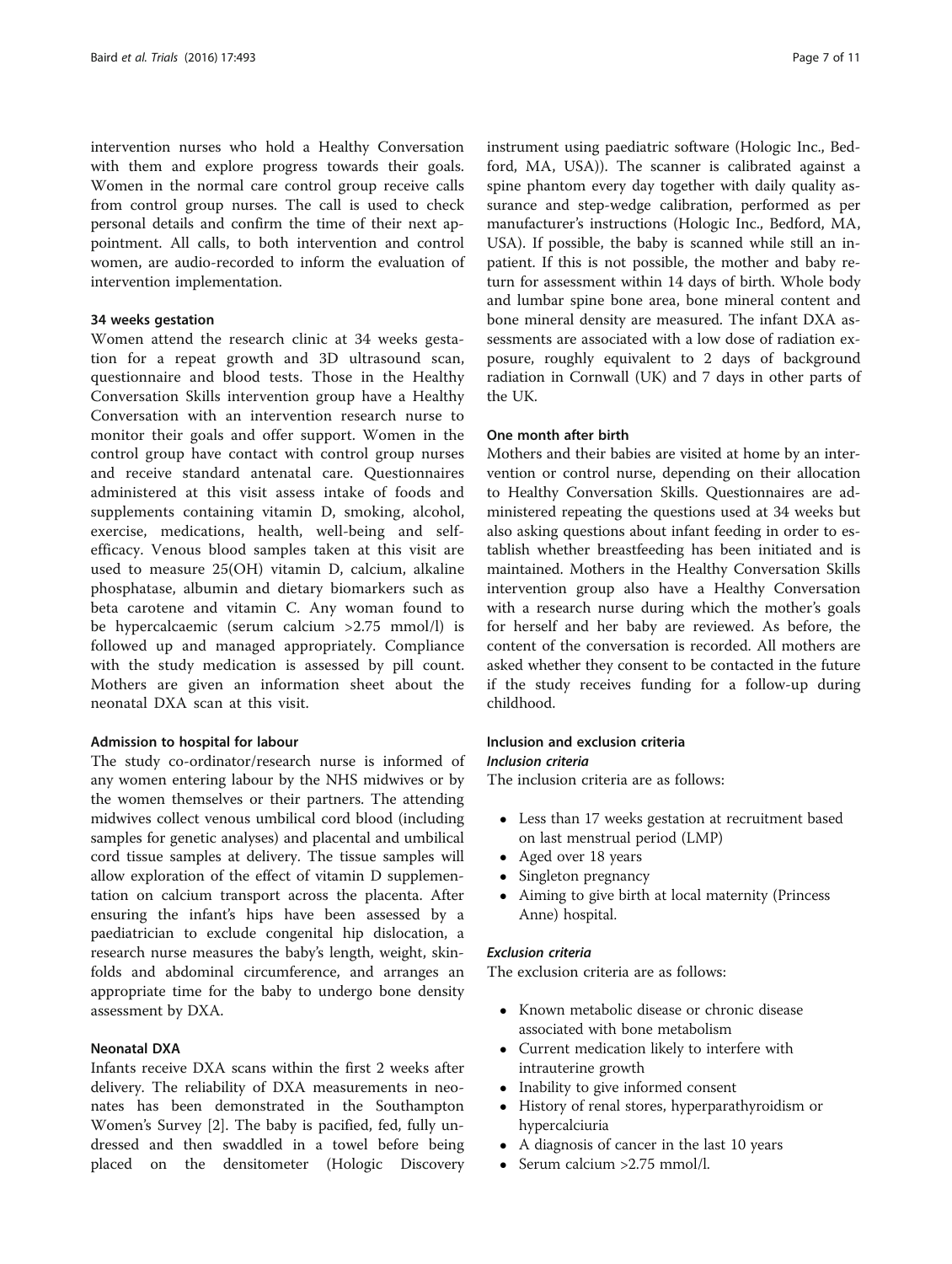intervention nurses who hold a Healthy Conversation with them and explore progress towards their goals. Women in the normal care control group receive calls from control group nurses. The call is used to check personal details and confirm the time of their next appointment. All calls, to both intervention and control women, are audio-recorded to inform the evaluation of intervention implementation.

#### 34 weeks gestation

Women attend the research clinic at 34 weeks gestation for a repeat growth and 3D ultrasound scan, questionnaire and blood tests. Those in the Healthy Conversation Skills intervention group have a Healthy Conversation with an intervention research nurse to monitor their goals and offer support. Women in the control group have contact with control group nurses and receive standard antenatal care. Questionnaires administered at this visit assess intake of foods and supplements containing vitamin D, smoking, alcohol, exercise, medications, health, well-being and self-efficacy. Venous blood samples taken at this visit are used to measure 25(OH) vitamin D, calcium, alkaline phosphatase, albumin and dietary biomarkers such as beta carotene and vitamin C. Any woman found to be hypercalcaemic (serum calcium >2.75 mmol/l) is followed up and managed appropriately. Compliance with the study medication is assessed by pill count. Mothers are given an information sheet about the neonatal DXA scan at this visit.

#### Admission to hospital for labour

The study co-ordinator/research nurse is informed of any women entering labour by the NHS midwives or by the women themselves or their partners. The attending midwives collect venous umbilical cord blood (including samples for genetic analyses) and placental and umbilical cord tissue samples at delivery. The tissue samples will allow exploration of the effect of vitamin D supplementation on calcium transport across the placenta. After ensuring the infant's hips have been assessed by a paediatrician to exclude congenital hip dislocation, a research nurse measures the baby's length, weight, skinfolds and abdominal circumference, and arranges an appropriate time for the baby to undergo bone density assessment by DXA.

#### Neonatal DXA

Infants receive DXA scans within the first 2 weeks after delivery. The reliability of DXA measurements in neonates has been demonstrated in the Southampton Women's Survey [2]. The baby is pacified, fed, fully undressed and then swaddled in a towel before being placed on the densitometer (Hologic Discovery instrument using paediatric software (Hologic Inc., Bedford, MA, USA)). The scanner is calibrated against a spine phantom every day together with daily quality assurance and step-wedge calibration, performed as per manufacturer's instructions (Hologic Inc., Bedford, MA, USA). If possible, the baby is scanned while still an inpatient. If this is not possible, the mother and baby return for assessment within 14 days of birth. Whole body and lumbar spine bone area, bone mineral content and bone mineral density are measured. The infant DXA assessments are associated with a low dose of radiation exposure, roughly equivalent to 2 days of background radiation in Cornwall (UK) and 7 days in other parts of the UK.

#### One month after birth

Mothers and their babies are visited at home by an intervention or control nurse, depending on their allocation to Healthy Conversation Skills. Questionnaires are administered repeating the questions used at 34 weeks but also asking questions about infant feeding in order to establish whether breastfeeding has been initiated and is maintained. Mothers in the Healthy Conversation Skills intervention group also have a Healthy Conversation with a research nurse during which the mother's goals for herself and her baby are reviewed. As before, the content of the conversation is recorded. All mothers are asked whether they consent to be contacted in the future if the study receives funding for a follow-up during childhood.

### Inclusion and exclusion criteria

#### *Inclusion criteria*

The inclusion criteria are as follows:

- Less than 17 weeks gestation at recruitment based on last menstrual period (LMP)
- Aged over 18 years
- Singleton pregnancy
- Aiming to give birth at local maternity (Princess Anne) hospital.

#### *Exclusion criteria*

The exclusion criteria are as follows:

- Known metabolic disease or chronic disease associated with bone metabolism
- Current medication likely to interfere with intrauterine growth
- Inability to give informed consent
- History of renal stores, hyperparathyroidism or hypercalciuria
- A diagnosis of cancer in the last 10 years
- Serum calcium >2.75 mmol/l.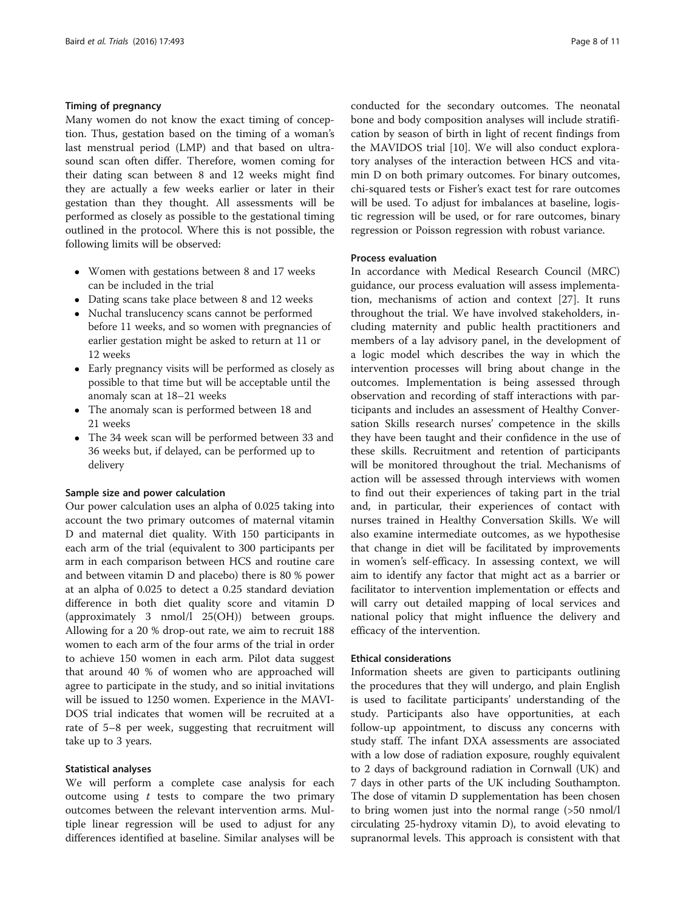### Timing of pregnancy

Many women do not know the exact timing of conception. Thus, gestation based on the timing of a woman's last menstrual period (LMP) and that based on ultrasound scan often differ. Therefore, women coming for their dating scan between 8 and 12 weeks might find they are actually a few weeks earlier or later in their gestation than they thought. All assessments will be performed as closely as possible to the gestational timing outlined in the protocol. Where this is not possible, the following limits will be observed:

- Women with gestations between 8 and 17 weeks can be included in the trial
- Dating scans take place between 8 and 12 weeks
- Nuchal translucency scans cannot be performed before 11 weeks, and so women with pregnancies of earlier gestation might be asked to return at 11 or 12 weeks
- Early pregnancy visits will be performed as closely as possible to that time but will be acceptable until the anomaly scan at 18–21 weeks
- The anomaly scan is performed between 18 and 21 weeks
- The 34 week scan will be performed between 33 and 36 weeks but, if delayed, can be performed up to delivery

### Sample size and power calculation

Our power calculation uses an alpha of 0.025 taking into account the two primary outcomes of maternal vitamin D and maternal diet quality. With 150 participants in each arm of the trial (equivalent to 300 participants per arm in each comparison between HCS and routine care and between vitamin D and placebo) there is 80 % power at an alpha of 0.025 to detect a 0.25 standard deviation difference in both diet quality score and vitamin D (approximately 3 nmol/l 25(OH)) between groups. Allowing for a 20 % drop-out rate, we aim to recruit 188 women to each arm of the four arms of the trial in order to achieve 150 women in each arm. Pilot data suggest that around 40 % of women who are approached will agree to participate in the study, and so initial invitations will be issued to 1250 women. Experience in the MAVIDOS trial indicates that women will be recruited at a rate of 5–8 per week, suggesting that recruitment will take up to 3 years.

### Statistical analyses

We will perform a complete case analysis for each outcome using *t* tests to compare the two primary outcomes between the relevant intervention arms. Multiple linear regression will be used to adjust for any differences identified at baseline. Similar analyses will be conducted for the secondary outcomes. The neonatal bone and body composition analyses will include stratification by season of birth in light of recent findings from the MAVIDOS trial [10]. We will also conduct exploratory analyses of the interaction between HCS and vitamin D on both primary outcomes. For binary outcomes, chi-squared tests or Fisher's exact test for rare outcomes will be used. To adjust for imbalances at baseline, logistic regression will be used, or for rare outcomes, binary regression or Poisson regression with robust variance.

### Process evaluation

In accordance with Medical Research Council (MRC) guidance, our process evaluation will assess implementation, mechanisms of action and context [27]. It runs throughout the trial. We have involved stakeholders, including maternity and public health practitioners and members of a lay advisory panel, in the development of a logic model which describes the way in which the intervention processes will bring about change in the outcomes. Implementation is being assessed through observation and recording of staff interactions with participants and includes an assessment of Healthy Conversation Skills research nurses' competence in the skills they have been taught and their confidence in the use of these skills. Recruitment and retention of participants will be monitored throughout the trial. Mechanisms of action will be assessed through interviews with women to find out their experiences of taking part in the trial and, in particular, their experiences of contact with nurses trained in Healthy Conversation Skills. We will also examine intermediate outcomes, as we hypothesise that change in diet will be facilitated by improvements in women's self-efficacy. In assessing context, we will aim to identify any factor that might act as a barrier or facilitator to intervention implementation or effects and will carry out detailed mapping of local services and national policy that might influence the delivery and efficacy of the intervention.

### Ethical considerations

Information sheets are given to participants outlining the procedures that they will undergo, and plain English is used to facilitate participants' understanding of the study. Participants also have opportunities, at each follow-up appointment, to discuss any concerns with study staff. The infant DXA assessments are associated with a low dose of radiation exposure, roughly equivalent to 2 days of background radiation in Cornwall (UK) and 7 days in other parts of the UK including Southampton. The dose of vitamin D supplementation has been chosen to bring women just into the normal range (>50 nmol/l circulating 25-hydroxy vitamin D), to avoid elevating to supranormal levels. This approach is consistent with that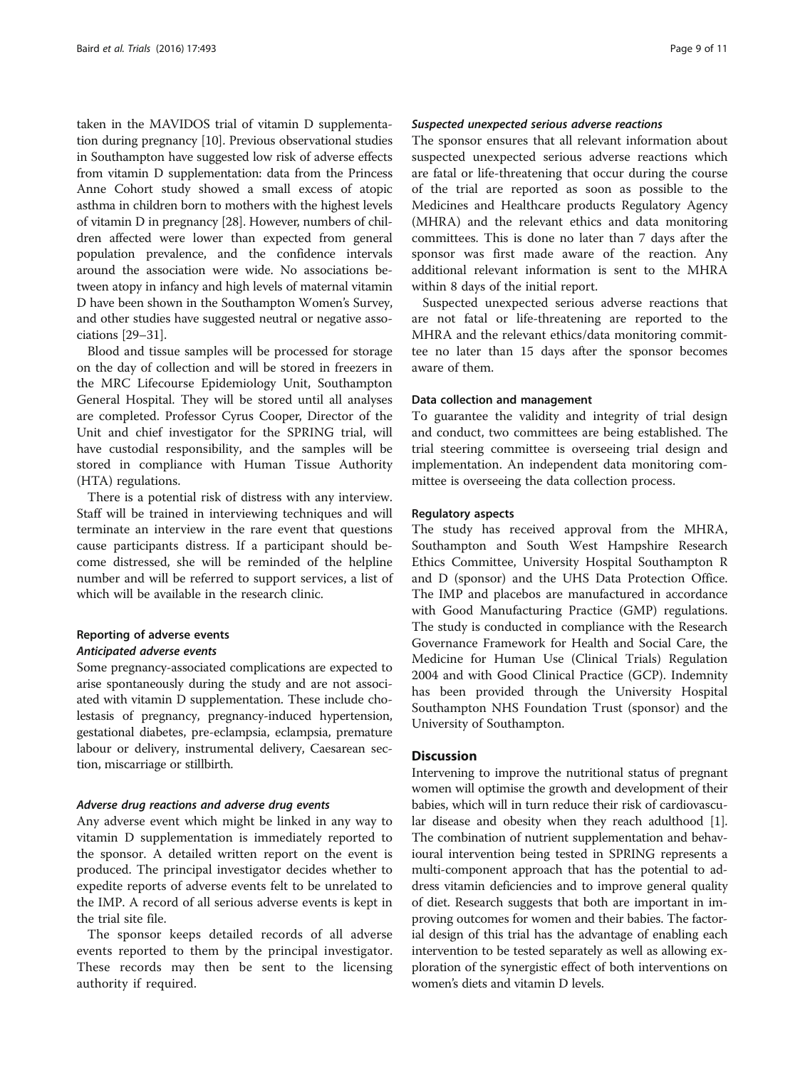taken in the MAVIDOS trial of vitamin D supplementation during pregnancy [10]. Previous observational studies in Southampton have suggested low risk of adverse effects from vitamin D supplementation: data from the Princess Anne Cohort study showed a small excess of atopic asthma in children born to mothers with the highest levels of vitamin D in pregnancy [28]. However, numbers of children affected were lower than expected from general population prevalence, and the confidence intervals around the association were wide. No associations between atopy in infancy and high levels of maternal vitamin D have been shown in the Southampton Women's Survey, and other studies have suggested neutral or negative associations [29–31].

Blood and tissue samples will be processed for storage on the day of collection and will be stored in freezers in the MRC Lifecourse Epidemiology Unit, Southampton General Hospital. They will be stored until all analyses are completed. Professor Cyrus Cooper, Director of the Unit and chief investigator for the SPRING trial, will have custodial responsibility, and the samples will be stored in compliance with Human Tissue Authority (HTA) regulations.

There is a potential risk of distress with any interview. Staff will be trained in interviewing techniques and will terminate an interview in the rare event that questions cause participants distress. If a participant should become distressed, she will be reminded of the helpline number and will be referred to support services, a list of which will be available in the research clinic.

### Reporting of adverse events

#### *Anticipated adverse events*

Some pregnancy-associated complications are expected to arise spontaneously during the study and are not associated with vitamin D supplementation. These include cholestasis of pregnancy, pregnancy-induced hypertension, gestational diabetes, pre-eclampsia, eclampsia, premature labour or delivery, instrumental delivery, Caesarean section, miscarriage or stillbirth.

#### *Adverse drug reactions and adverse drug events*

Any adverse event which might be linked in any way to vitamin D supplementation is immediately reported to the sponsor. A detailed written report on the event is produced. The principal investigator decides whether to expedite reports of adverse events felt to be unrelated to the IMP. A record of all serious adverse events is kept in the trial site file.

The sponsor keeps detailed records of all adverse events reported to them by the principal investigator. These records may then be sent to the licensing authority if required.

#### *Suspected unexpected serious adverse reactions*

The sponsor ensures that all relevant information about suspected unexpected serious adverse reactions which are fatal or life-threatening that occur during the course of the trial are reported as soon as possible to the Medicines and Healthcare products Regulatory Agency (MHRA) and the relevant ethics and data monitoring committees. This is done no later than 7 days after the sponsor was first made aware of the reaction. Any additional relevant information is sent to the MHRA within 8 days of the initial report.

Suspected unexpected serious adverse reactions that are not fatal or life-threatening are reported to the MHRA and the relevant ethics/data monitoring committee no later than 15 days after the sponsor becomes aware of them.

### Data collection and management

To guarantee the validity and integrity of trial design and conduct, two committees are being established. The trial steering committee is overseeing trial design and implementation. An independent data monitoring committee is overseeing the data collection process.

### Regulatory aspects

The study has received approval from the MHRA, Southampton and South West Hampshire Research Ethics Committee, University Hospital Southampton R and D (sponsor) and the UHS Data Protection Office. The IMP and placebos are manufactured in accordance with Good Manufacturing Practice (GMP) regulations. The study is conducted in compliance with the Research Governance Framework for Health and Social Care, the Medicine for Human Use (Clinical Trials) Regulation 2004 and with Good Clinical Practice (GCP). Indemnity has been provided through the University Hospital Southampton NHS Foundation Trust (sponsor) and the University of Southampton.

## Discussion

Intervening to improve the nutritional status of pregnant women will optimise the growth and development of their babies, which will in turn reduce their risk of cardiovascular disease and obesity when they reach adulthood [1]. The combination of nutrient supplementation and behavioural intervention being tested in SPRING represents a multi-component approach that has the potential to address vitamin deficiencies and to improve general quality of diet. Research suggests that both are important in improving outcomes for women and their babies. The factorial design of this trial has the advantage of enabling each intervention to be tested separately as well as allowing exploration of the synergistic effect of both interventions on women's diets and vitamin D levels.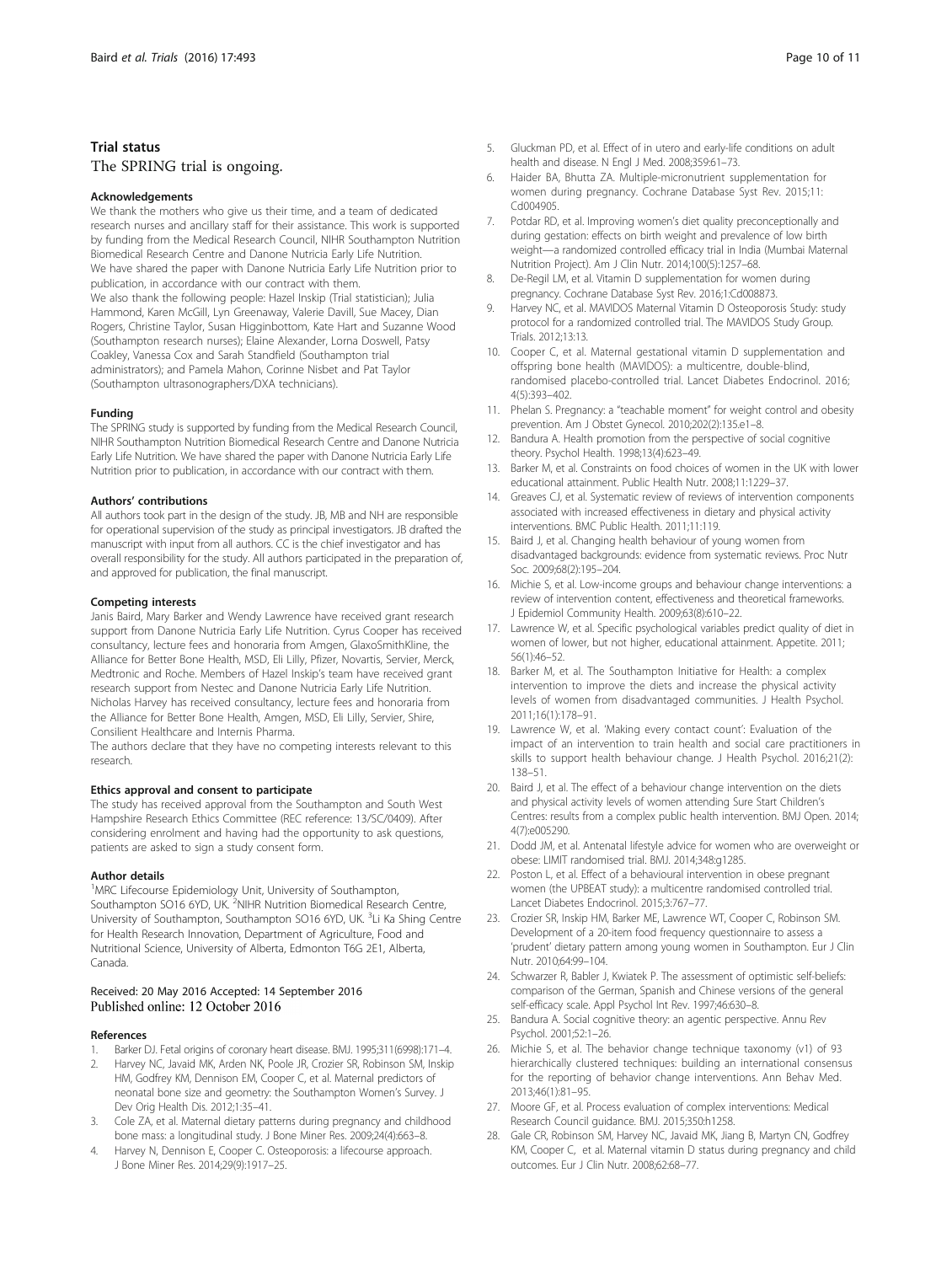## Trial status

The SPRING trial is ongoing.

#### Acknowledgements

We thank the mothers who give us their time, and a team of dedicated research nurses and ancillary staff for their assistance. This work is supported by funding from the Medical Research Council, NIHR Southampton Nutrition Biomedical Research Centre and Danone Nutricia Early Life Nutrition. We have shared the paper with Danone Nutricia Early Life Nutrition prior to publication, in accordance with our contract with them.

We also thank the following people: Hazel Inskip (Trial statistician); Julia Hammond, Karen McGill, Lyn Greenaway, Valerie Davill, Sue Macey, Dian Rogers, Christine Taylor, Susan Higginbottom, Kate Hart and Suzanne Wood (Southampton research nurses); Elaine Alexander, Lorna Doswell, Patsy Coakley, Vanessa Cox and Sarah Standfield (Southampton trial administrators); and Pamela Mahon, Corinne Nisbet and Pat Taylor (Southampton ultrasonographers/DXA technicians).

#### Funding

The SPRING study is supported by funding from the Medical Research Council, NIHR Southampton Nutrition Biomedical Research Centre and Danone Nutricia Early Life Nutrition. We have shared the paper with Danone Nutricia Early Life Nutrition prior to publication, in accordance with our contract with them.

#### Authors' contributions

All authors took part in the design of the study. JB, MB and NH are responsible for operational supervision of the study as principal investigators. JB drafted the manuscript with input from all authors. CC is the chief investigator and has overall responsibility for the study. All authors participated in the preparation of, and approved for publication, the final manuscript.

#### Competing interests

Janis Baird, Mary Barker and Wendy Lawrence have received grant research support from Danone Nutricia Early Life Nutrition. Cyrus Cooper has received consultancy, lecture fees and honoraria from Amgen, GlaxoSmithKline, the Alliance for Better Bone Health, MSD, Eli Lilly, Pfizer, Novartis, Servier, Merck, Medtronic and Roche. Members of Hazel Inskip's team have received grant research support from Nestec and Danone Nutricia Early Life Nutrition. Nicholas Harvey has received consultancy, lecture fees and honoraria from the Alliance for Better Bone Health, Amgen, MSD, Eli Lilly, Servier, Shire, Consilient Healthcare and Internis Pharma.

The authors declare that they have no competing interests relevant to this research.

#### Ethics approval and consent to participate

The study has received approval from the Southampton and South West Hampshire Research Ethics Committee (REC reference: 13/SC/0409). After considering enrolment and having had the opportunity to ask questions, patients are asked to sign a study consent form.

#### Author details

[1]MRC Lifecourse Epidemiology Unit, University of Southampton, Southampton SO16 6YD, UK. [2]NIHR Nutrition Biomedical Research Centre, University of Southampton, Southampton SO16 6YD, UK. [3]Li Ka Shing Centre for Health Research Innovation, Department of Agriculture, Food and Nutritional Science, University of Alberta, Edmonton T6G 2E1, Alberta, Canada.

Received: 20 May 2016 Accepted: 14 September 2016
Published online: 12 October 2016

#### References

1. Barker DJ. Fetal origins of coronary heart disease. BMJ. 1995;311(6998):171–4.
2. Harvey NC, Javaid MK, Arden NK, Poole JR, Crozier SR, Robinson SM, Inskip HM, Godfrey KM, Dennison EM, Cooper C, et al. Maternal predictors of neonatal bone size and geometry: the Southampton Women's Survey. J Dev Orig Health Dis. 2012;1:35–41.
3. Cole ZA, et al. Maternal dietary patterns during pregnancy and childhood bone mass: a longitudinal study. J Bone Miner Res. 2009;24(4):663–8.
4. Harvey N, Dennison E, Cooper C. Osteoporosis: a lifecourse approach. J Bone Miner Res. 2014;29(9):1917–25.
5. Gluckman PD, et al. Effect of in utero and early-life conditions on adult health and disease. N Engl J Med. 2008;359:61–73.
6. Haider BA, Bhutta ZA. Multiple-micronutrient supplementation for women during pregnancy. Cochrane Database Syst Rev. 2015;11: Cd004905.
7. Potdar RD, et al. Improving women's diet quality preconceptionally and during gestation: effects on birth weight and prevalence of low birth weight—a randomized controlled efficacy trial in India (Mumbai Maternal Nutrition Project). Am J Clin Nutr. 2014;100(5):1257–68.
8. De-Regil LM, et al. Vitamin D supplementation for women during pregnancy. Cochrane Database Syst Rev. 2016;1:Cd008873.
9. Harvey NC, et al. MAVIDOS Maternal Vitamin D Osteoporosis Study: study protocol for a randomized controlled trial. The MAVIDOS Study Group. Trials. 2012;13:13.
10. Cooper C, et al. Maternal gestational vitamin D supplementation and offspring bone health (MAVIDOS): a multicentre, double-blind, randomised placebo-controlled trial. Lancet Diabetes Endocrinol. 2016; 4(5):393–402.
11. Phelan S. Pregnancy: a "teachable moment" for weight control and obesity prevention. Am J Obstet Gynecol. 2010;202(2):135.e1–8.
12. Bandura A. Health promotion from the perspective of social cognitive theory. Psychol Health. 1998;13(4):623–49.
13. Barker M, et al. Constraints on food choices of women in the UK with lower educational attainment. Public Health Nutr. 2008;11:1229–37.
14. Greaves CJ, et al. Systematic review of reviews of intervention components associated with increased effectiveness in dietary and physical activity interventions. BMC Public Health. 2011;11:119.
15. Baird J, et al. Changing health behaviour of young women from disadvantaged backgrounds: evidence from systematic reviews. Proc Nutr Soc. 2009;68(2):195–204.
16. Michie S, et al. Low-income groups and behaviour change interventions: a review of intervention content, effectiveness and theoretical frameworks. J Epidemiol Community Health. 2009;63(8):610–22.
17. Lawrence W, et al. Specific psychological variables predict quality of diet in women of lower, but not higher, educational attainment. Appetite. 2011; 56(1):46–52.
18. Barker M, et al. The Southampton Initiative for Health: a complex intervention to improve the diets and increase the physical activity levels of women from disadvantaged communities. J Health Psychol. 2011;16(1):178–91.
19. Lawrence W, et al. 'Making every contact count': Evaluation of the impact of an intervention to train health and social care practitioners in skills to support health behaviour change. J Health Psychol. 2016;21(2): 138–51.
20. Baird J, et al. The effect of a behaviour change intervention on the diets and physical activity levels of women attending Sure Start Children's Centres: results from a complex public health intervention. BMJ Open. 2014; 4(7):e005290.
21. Dodd JM, et al. Antenatal lifestyle advice for women who are overweight or obese: LIMIT randomised trial. BMJ. 2014;348:g1285.
22. Poston L, et al. Effect of a behavioural intervention in obese pregnant women (the UPBEAT study): a multicentre randomised controlled trial. Lancet Diabetes Endocrinol. 2015;3:767–77.
23. Crozier SR, Inskip HM, Barker ME, Lawrence WT, Cooper C, Robinson SM. Development of a 20-item food frequency questionnaire to assess a 'prudent' dietary pattern among young women in Southampton. Eur J Clin Nutr. 2010;64:99–104.
24. Schwarzer R, Babler J, Kwiatek P. The assessment of optimistic self-beliefs: comparison of the German, Spanish and Chinese versions of the general self-efficacy scale. Appl Psychol Int Rev. 1997;46:630–8.
25. Bandura A. Social cognitive theory: an agentic perspective. Annu Rev Psychol. 2001;52:1–26.
26. Michie S, et al. The behavior change technique taxonomy (v1) of 93 hierarchically clustered techniques: building an international consensus for the reporting of behavior change interventions. Ann Behav Med. 2013;46(1):81–95.
27. Moore GF, et al. Process evaluation of complex interventions: Medical Research Council guidance. BMJ. 2015;350:h1258.
28. Gale CR, Robinson SM, Harvey NC, Javaid MK, Jiang B, Martyn CN, Godfrey KM, Cooper C, et al. Maternal vitamin D status during pregnancy and child outcomes. Eur J Clin Nutr. 2008;62:68–77.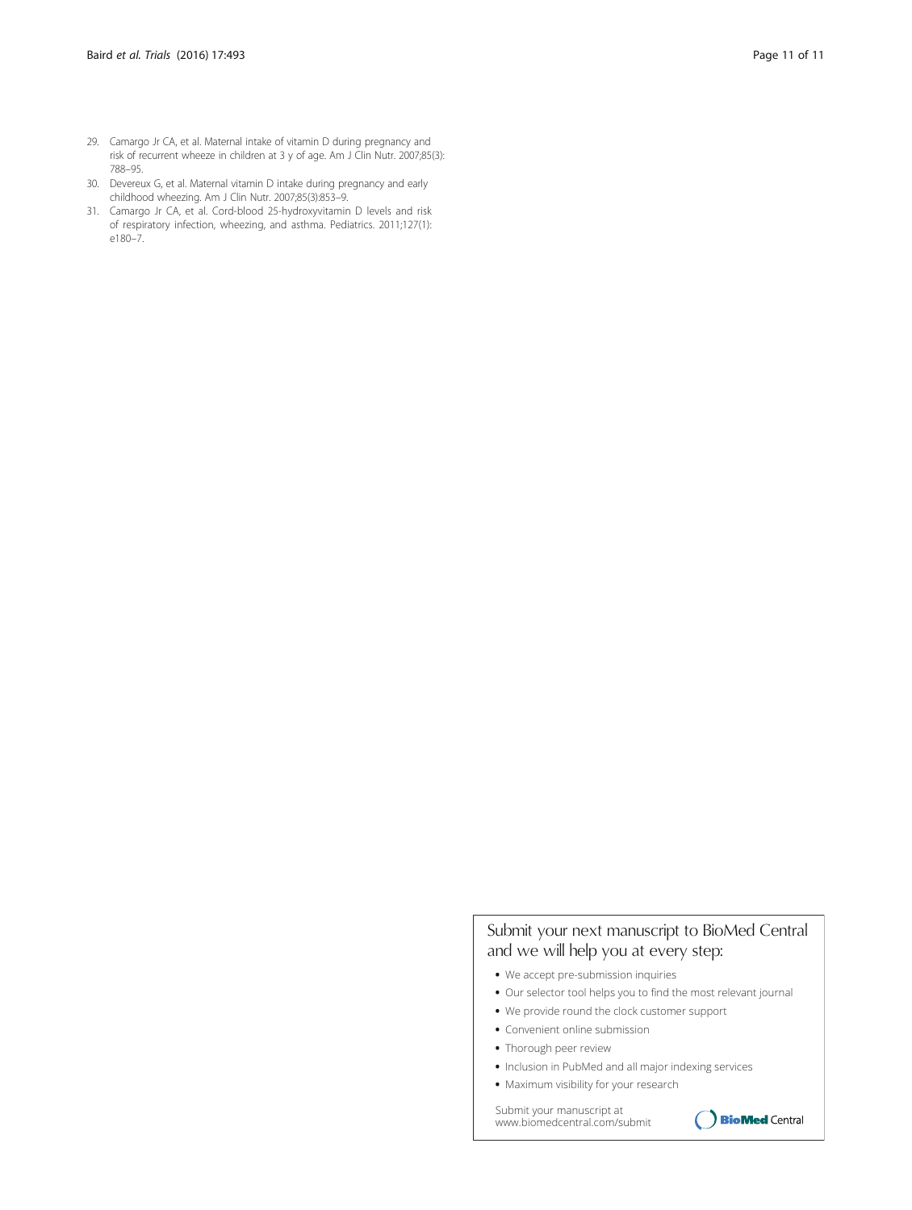29. Camargo Jr CA, et al. Maternal intake of vitamin D during pregnancy and risk of recurrent wheeze in children at 3 y of age. Am J Clin Nutr. 2007;85(3): 788–95.
30. Devereux G, et al. Maternal vitamin D intake during pregnancy and early childhood wheezing. Am J Clin Nutr. 2007;85(3):853–9.
31. Camargo Jr CA, et al. Cord-blood 25-hydroxyvitamin D levels and risk of respiratory infection, wheezing, and asthma. Pediatrics. 2011;127(1): e180–7.

Submit your next manuscript to BioMed Central and we will help you at every step:

- We accept pre-submission inquiries
- Our selector tool helps you to find the most relevant journal
- We provide round the clock customer support
- Convenient online submission
- Thorough peer review
- Inclusion in PubMed and all major indexing services
- Maximum visibility for your research

Submit your manuscript at
www.biomedcentral.com/submit

BioMed Central